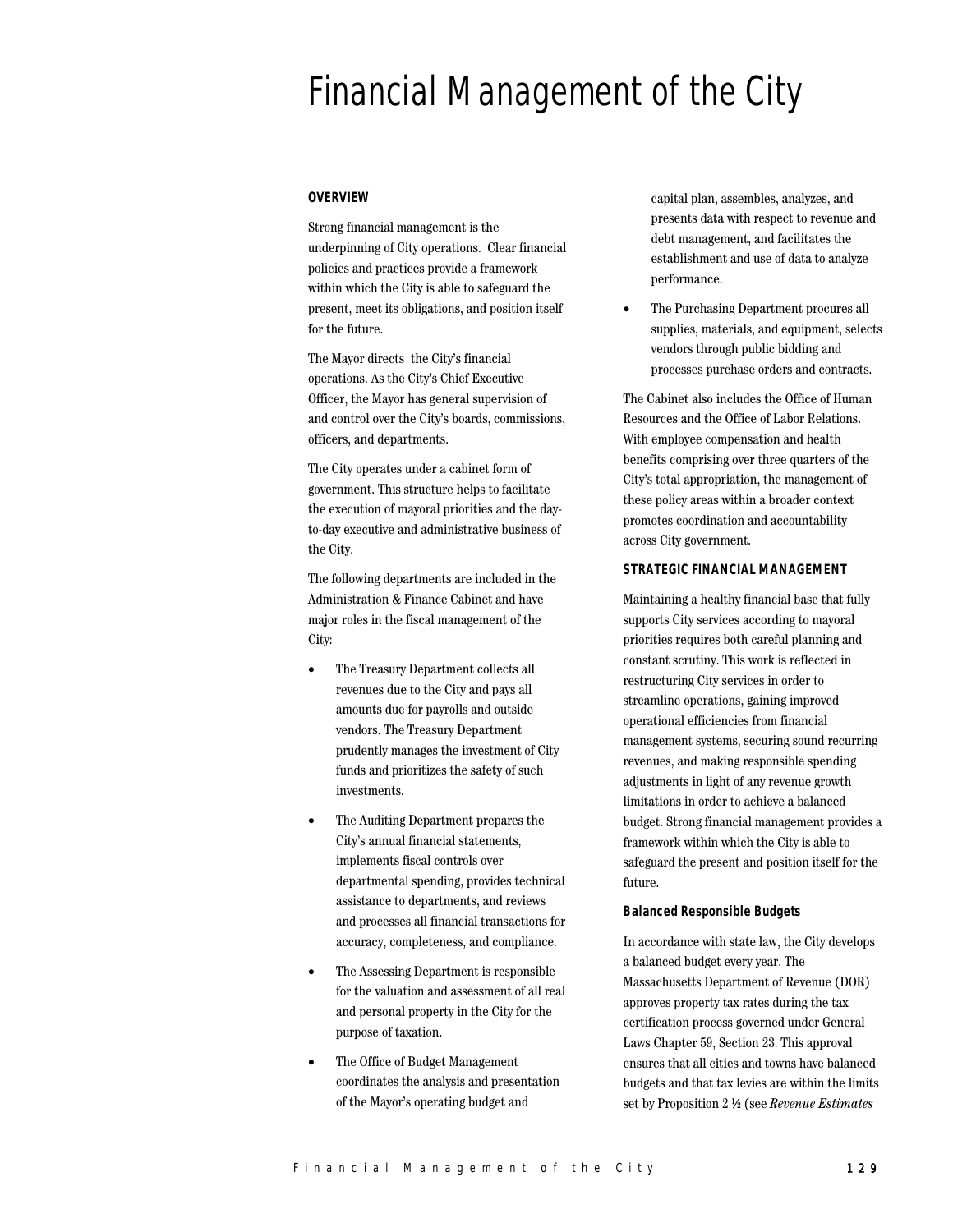# Financial Management of the City

## OVERVIEW

Strong financial management is the underpinning of City operations. Clear financial policies and practices provide a framework within which the City is able to safeguard the present, meet its obligations, and position itself for the future.

The Mayor directs the City's financial operations. As the City's Chief Executive Officer, the Mayor has general supervision of and control over the City's boards, commissions, officers, and departments.

The City operates under a cabinet form of government. This structure helps to facilitate the execution of mayoral priorities and the day-to-day executive and administrative business of the City.

The following departments are included in the Administration & Finance Cabinet and have major roles in the fiscal management of the City:

- The Treasury Department collects all revenues due to the City and pays all amounts due for payrolls and outside vendors. The Treasury Department prudently manages the investment of City funds and prioritizes the safety of such investments.
- The Auditing Department prepares the City's annual financial statements, implements fiscal controls over departmental spending, provides technical assistance to departments, and reviews and processes all financial transactions for accuracy, completeness, and compliance.
- The Assessing Department is responsible for the valuation and assessment of all real and personal property in the City for the purpose of taxation.
- The Office of Budget Management coordinates the analysis and presentation of the Mayor's operating budget and capital plan, assembles, analyzes, and presents data with respect to revenue and debt management, and facilitates the establishment and use of data to analyze performance.
- The Purchasing Department procures all supplies, materials, and equipment, selects vendors through public bidding and processes purchase orders and contracts.

The Cabinet also includes the Office of Human Resources and the Office of Labor Relations. With employee compensation and health benefits comprising over three quarters of the City's total appropriation, the management of these policy areas within a broader context promotes coordination and accountability across City government.

## STRATEGIC FINANCIAL MANAGEMENT

Maintaining a healthy financial base that fully supports City services according to mayoral priorities requires both careful planning and constant scrutiny. This work is reflected in restructuring City services in order to streamline operations, gaining improved operational efficiencies from financial management systems, securing sound recurring revenues, and making responsible spending adjustments in light of any revenue growth limitations in order to achieve a balanced budget. Strong financial management provides a framework within which the City is able to safeguard the present and position itself for the future.

### Balanced Responsible Budgets

In accordance with state law, the City develops a balanced budget every year. The Massachusetts Department of Revenue (DOR) approves property tax rates during the tax certification process governed under General Laws Chapter 59, Section 23. This approval ensures that all cities and towns have balanced budgets and that tax levies are within the limits set by Proposition 2 ½ (see *Revenue Estimates*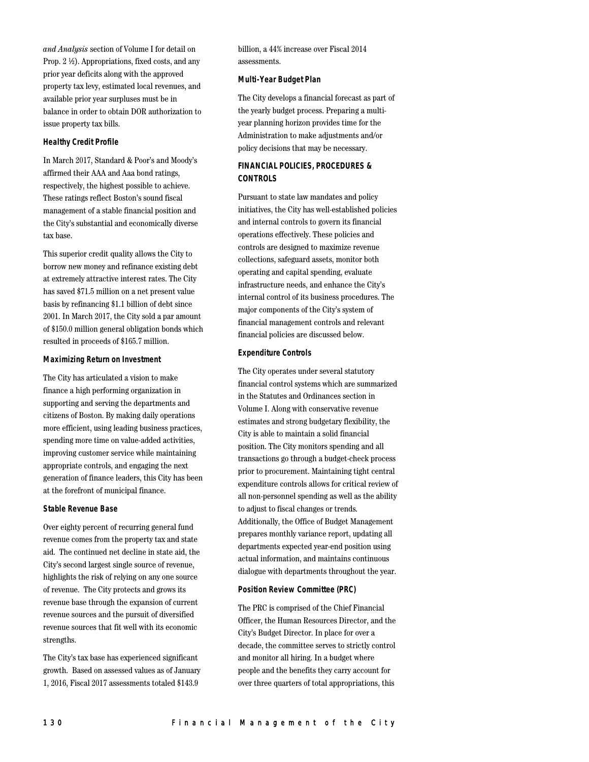*and Analysis* section of Volume I for detail on Prop. 2 ½). Appropriations, fixed costs, and any prior year deficits along with the approved property tax levy, estimated local revenues, and available prior year surpluses must be in balance in order to obtain DOR authorization to issue property tax bills.

### Healthy Credit Profile

In March 2017, Standard & Poor's and Moody's affirmed their AAA and Aaa bond ratings, respectively, the highest possible to achieve. These ratings reflect Boston's sound fiscal management of a stable financial position and the City's substantial and economically diverse tax base.

This superior credit quality allows the City to borrow new money and refinance existing debt at extremely attractive interest rates. The City has saved $71.5 million on a net present value basis by refinancing $1.1 billion of debt since 2001. In March 2017, the City sold a par amount of $150.0 million general obligation bonds which resulted in proceeds of $165.7 million.

### Maximizing Return on Investment

The City has articulated a vision to make finance a high performing organization in supporting and serving the departments and citizens of Boston. By making daily operations more efficient, using leading business practices, spending more time on value-added activities, improving customer service while maintaining appropriate controls, and engaging the next generation of finance leaders, this City has been at the forefront of municipal finance.

### Stable Revenue Base

Over eighty percent of recurring general fund revenue comes from the property tax and state aid. The continued net decline in state aid, the City's second largest single source of revenue, highlights the risk of relying on any one source of revenue. The City protects and grows its revenue base through the expansion of current revenue sources and the pursuit of diversified revenue sources that fit well with its economic strengths.

The City's tax base has experienced significant growth. Based on assessed values as of January 1, 2016, Fiscal 2017 assessments totaled $143.9 billion, a 44% increase over Fiscal 2014 assessments.

### Multi-Year Budget Plan

The City develops a financial forecast as part of the yearly budget process. Preparing a multi-year planning horizon provides time for the Administration to make adjustments and/or policy decisions that may be necessary.

## FINANCIAL POLICIES, PROCEDURES & CONTROLS

Pursuant to state law mandates and policy initiatives, the City has well-established policies and internal controls to govern its financial operations effectively. These policies and controls are designed to maximize revenue collections, safeguard assets, monitor both operating and capital spending, evaluate infrastructure needs, and enhance the City's internal control of its business procedures. The major components of the City's system of financial management controls and relevant financial policies are discussed below.

### Expenditure Controls

The City operates under several statutory financial control systems which are summarized in the Statutes and Ordinances section in Volume I. Along with conservative revenue estimates and strong budgetary flexibility, the City is able to maintain a solid financial position. The City monitors spending and all transactions go through a budget-check process prior to procurement. Maintaining tight central expenditure controls allows for critical review of all non-personnel spending as well as the ability to adjust to fiscal changes or trends. Additionally, the Office of Budget Management prepares monthly variance report, updating all departments expected year-end position using actual information, and maintains continuous dialogue with departments throughout the year.

### Position Review Committee (PRC)

The PRC is comprised of the Chief Financial Officer, the Human Resources Director, and the City's Budget Director. In place for over a decade, the committee serves to strictly control and monitor all hiring. In a budget where people and the benefits they carry account for over three quarters of total appropriations, this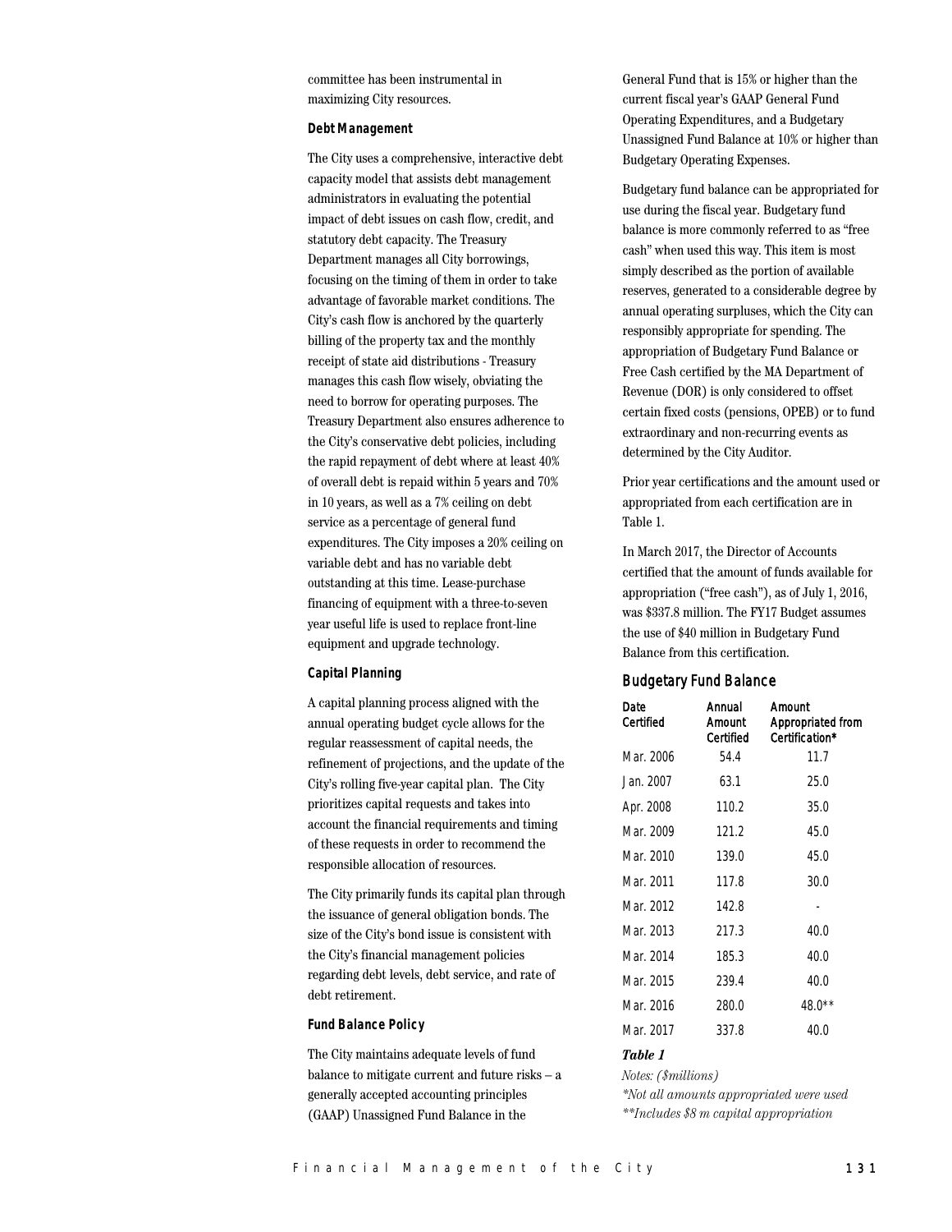committee has been instrumental in maximizing City resources.

### Debt Management

The City uses a comprehensive, interactive debt capacity model that assists debt management administrators in evaluating the potential impact of debt issues on cash flow, credit, and statutory debt capacity. The Treasury Department manages all City borrowings, focusing on the timing of them in order to take advantage of favorable market conditions. The City's cash flow is anchored by the quarterly billing of the property tax and the monthly receipt of state aid distributions - Treasury manages this cash flow wisely, obviating the need to borrow for operating purposes. The Treasury Department also ensures adherence to the City's conservative debt policies, including the rapid repayment of debt where at least 40% of overall debt is repaid within 5 years and 70% in 10 years, as well as a 7% ceiling on debt service as a percentage of general fund expenditures. The City imposes a 20% ceiling on variable debt and has no variable debt outstanding at this time. Lease-purchase financing of equipment with a three-to-seven year useful life is used to replace front-line equipment and upgrade technology.

### Capital Planning

A capital planning process aligned with the annual operating budget cycle allows for the regular reassessment of capital needs, the refinement of projections, and the update of the City's rolling five-year capital plan. The City prioritizes capital requests and takes into account the financial requirements and timing of these requests in order to recommend the responsible allocation of resources.

The City primarily funds its capital plan through the issuance of general obligation bonds. The size of the City's bond issue is consistent with the City's financial management policies regarding debt levels, debt service, and rate of debt retirement.

### Fund Balance Policy

The City maintains adequate levels of fund balance to mitigate current and future risks – a generally accepted accounting principles (GAAP) Unassigned Fund Balance in the General Fund that is 15% or higher than the current fiscal year's GAAP General Fund Operating Expenditures, and a Budgetary Unassigned Fund Balance at 10% or higher than Budgetary Operating Expenses.

Budgetary fund balance can be appropriated for use during the fiscal year. Budgetary fund balance is more commonly referred to as "free cash" when used this way. This item is most simply described as the portion of available reserves, generated to a considerable degree by annual operating surpluses, which the City can responsibly appropriate for spending. The appropriation of Budgetary Fund Balance or Free Cash certified by the MA Department of Revenue (DOR) is only considered to offset certain fixed costs (pensions, OPEB) or to fund extraordinary and non-recurring events as determined by the City Auditor.

Prior year certifications and the amount used or appropriated from each certification are in Table 1.

In March 2017, the Director of Accounts certified that the amount of funds available for appropriation ("free cash"), as of July 1, 2016, was $337.8 million. The FY17 Budget assumes the use of $40 million in Budgetary Fund Balance from this certification.

## Budgetary Fund Balance

| Date Certified | Annual Amount Certified | Amount Appropriated from Certification* |
|---|---|---|
| Mar. 2006 | 54.4 | 11.7 |
| Jan. 2007 | 63.1 | 25.0 |
| Apr. 2008 | 110.2 | 35.0 |
| Mar. 2009 | 121.2 | 45.0 |
| Mar. 2010 | 139.0 | 45.0 |
| Mar. 2011 | 117.8 | 30.0 |
| Mar. 2012 | 142.8 | - |
| Mar. 2013 | 217.3 | 40.0 |
| Mar. 2014 | 185.3 | 40.0 |
| Mar. 2015 | 239.4 | 40.0 |
| Mar. 2016 | 280.0 | 48.0** |
| Mar. 2017 | 337.8 | 40.0 |

***Table 1***

*Notes: ($millions)*

*\*Not all amounts appropriated were used*

*\*\*Includes $8 m capital appropriation*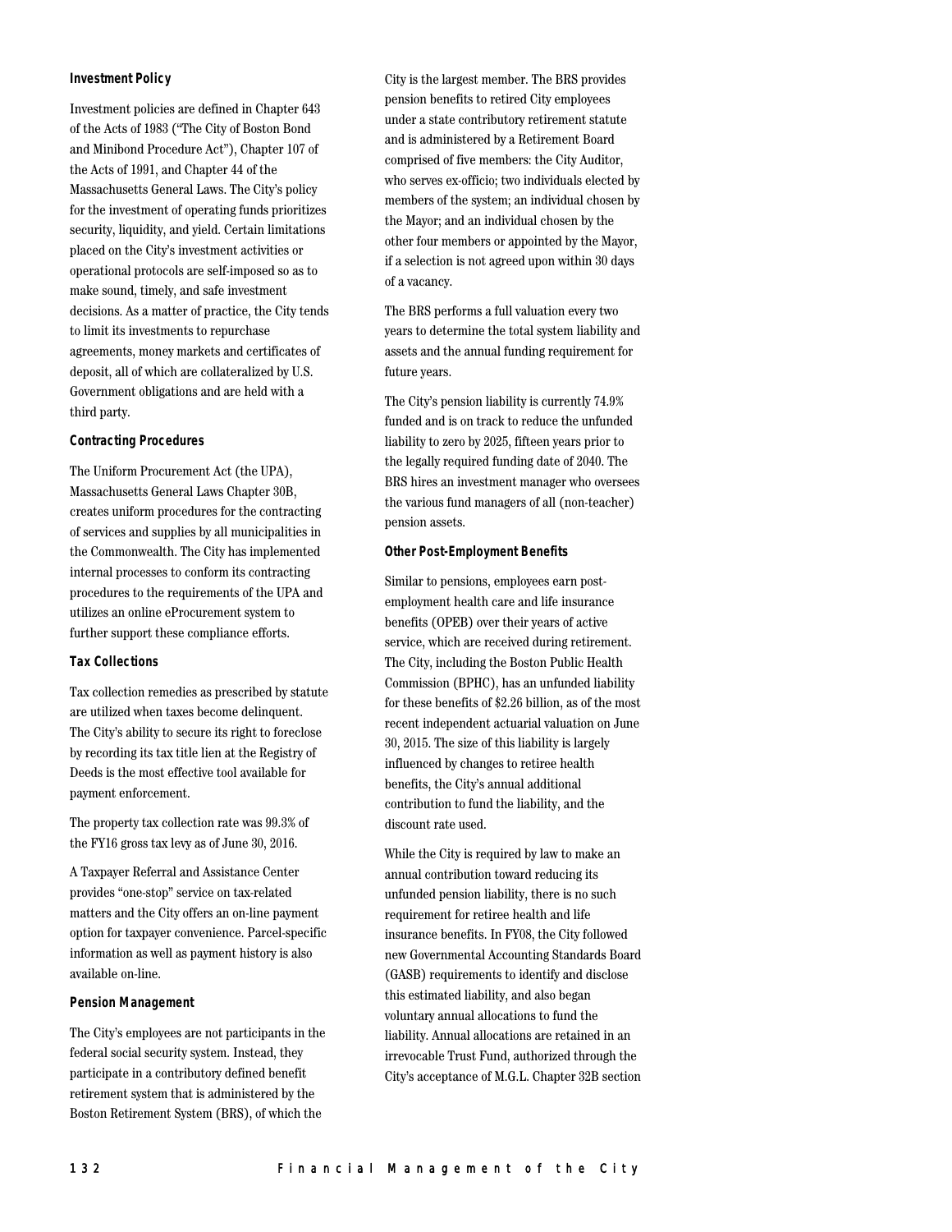### Investment Policy

Investment policies are defined in Chapter 643 of the Acts of 1983 ("The City of Boston Bond and Minibond Procedure Act"), Chapter 107 of the Acts of 1991, and Chapter 44 of the Massachusetts General Laws. The City's policy for the investment of operating funds prioritizes security, liquidity, and yield. Certain limitations placed on the City's investment activities or operational protocols are self-imposed so as to make sound, timely, and safe investment decisions. As a matter of practice, the City tends to limit its investments to repurchase agreements, money markets and certificates of deposit, all of which are collateralized by U.S. Government obligations and are held with a third party.

### Contracting Procedures

The Uniform Procurement Act (the UPA), Massachusetts General Laws Chapter 30B, creates uniform procedures for the contracting of services and supplies by all municipalities in the Commonwealth. The City has implemented internal processes to conform its contracting procedures to the requirements of the UPA and utilizes an online eProcurement system to further support these compliance efforts.

### Tax Collections

Tax collection remedies as prescribed by statute are utilized when taxes become delinquent. The City's ability to secure its right to foreclose by recording its tax title lien at the Registry of Deeds is the most effective tool available for payment enforcement.

The property tax collection rate was 99.3% of the FY16 gross tax levy as of June 30, 2016.

A Taxpayer Referral and Assistance Center provides "one-stop" service on tax-related matters and the City offers an on-line payment option for taxpayer convenience. Parcel-specific information as well as payment history is also available on-line.

### Pension Management

The City's employees are not participants in the federal social security system. Instead, they participate in a contributory defined benefit retirement system that is administered by the Boston Retirement System (BRS), of which the City is the largest member. The BRS provides pension benefits to retired City employees under a state contributory retirement statute and is administered by a Retirement Board comprised of five members: the City Auditor, who serves ex-officio; two individuals elected by members of the system; an individual chosen by the Mayor; and an individual chosen by the other four members or appointed by the Mayor, if a selection is not agreed upon within 30 days of a vacancy.

The BRS performs a full valuation every two years to determine the total system liability and assets and the annual funding requirement for future years.

The City's pension liability is currently 74.9% funded and is on track to reduce the unfunded liability to zero by 2025, fifteen years prior to the legally required funding date of 2040. The BRS hires an investment manager who oversees the various fund managers of all (non-teacher) pension assets.

### Other Post-Employment Benefits

Similar to pensions, employees earn post-employment health care and life insurance benefits (OPEB) over their years of active service, which are received during retirement. The City, including the Boston Public Health Commission (BPHC), has an unfunded liability for these benefits of $2.26 billion, as of the most recent independent actuarial valuation on June 30, 2015. The size of this liability is largely influenced by changes to retiree health benefits, the City's annual additional contribution to fund the liability, and the discount rate used.

While the City is required by law to make an annual contribution toward reducing its unfunded pension liability, there is no such requirement for retiree health and life insurance benefits. In FY08, the City followed new Governmental Accounting Standards Board (GASB) requirements to identify and disclose this estimated liability, and also began voluntary annual allocations to fund the liability. Annual allocations are retained in an irrevocable Trust Fund, authorized through the City's acceptance of M.G.L. Chapter 32B section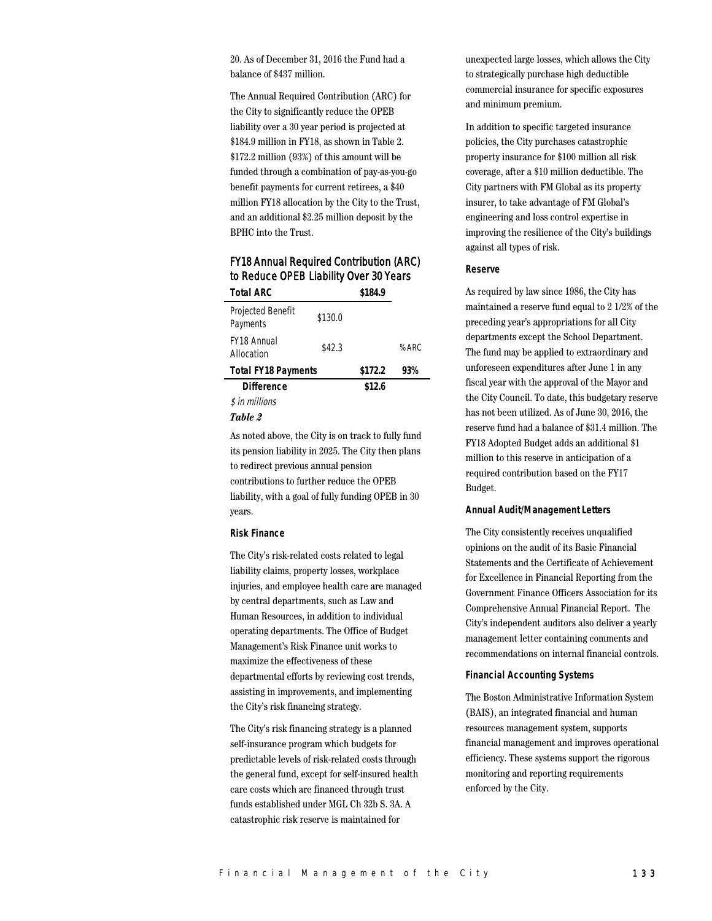20. As of December 31, 2016 the Fund had a balance of $437 million.

The Annual Required Contribution (ARC) for the City to significantly reduce the OPEB liability over a 30 year period is projected at $184.9 million in FY18, as shown in Table 2. $172.2 million (93%) of this amount will be funded through a combination of pay-as-you-go benefit payments for current retirees, a $40 million FY18 allocation by the City to the Trust, and an additional $2.25 million deposit by the BPHC into the Trust.

### FY18 Annual Required Contribution (ARC) to Reduce OPEB Liability Over 30 Years

| **Total ARC** | | **$184.9** | |
|---|---|---|---|
| Projected Benefit Payments | $130.0 | | |
| FY18 Annual Allocation | $42.3 | | % ARC |
| **Total FY18 Payments** | | **$172.2** | **93%** |
| **Difference** | | **$12.6** | |

*$ in millions*

***Table 2***

As noted above, the City is on track to fully fund its pension liability in 2025. The City then plans to redirect previous annual pension contributions to further reduce the OPEB liability, with a goal of fully funding OPEB in 30 years.

#### Risk Finance

The City's risk-related costs related to legal liability claims, property losses, workplace injuries, and employee health care are managed by central departments, such as Law and Human Resources, in addition to individual operating departments. The Office of Budget Management's Risk Finance unit works to maximize the effectiveness of these departmental efforts by reviewing cost trends, assisting in improvements, and implementing the City's risk financing strategy.

The City's risk financing strategy is a planned self-insurance program which budgets for predictable levels of risk-related costs through the general fund, except for self-insured health care costs which are financed through trust funds established under MGL Ch 32b S. 3A. A catastrophic risk reserve is maintained for unexpected large losses, which allows the City to strategically purchase high deductible commercial insurance for specific exposures and minimum premium.

In addition to specific targeted insurance policies, the City purchases catastrophic property insurance for $100 million all risk coverage, after a $10 million deductible. The City partners with FM Global as its property insurer, to take advantage of FM Global's engineering and loss control expertise in improving the resilience of the City's buildings against all types of risk.

#### Reserve

As required by law since 1986, the City has maintained a reserve fund equal to 2 1/2% of the preceding year's appropriations for all City departments except the School Department. The fund may be applied to extraordinary and unforeseen expenditures after June 1 in any fiscal year with the approval of the Mayor and the City Council. To date, this budgetary reserve has not been utilized. As of June 30, 2016, the reserve fund had a balance of $31.4 million. The FY18 Adopted Budget adds an additional $1 million to this reserve in anticipation of a required contribution based on the FY17 Budget.

#### Annual Audit/Management Letters

The City consistently receives unqualified opinions on the audit of its Basic Financial Statements and the Certificate of Achievement for Excellence in Financial Reporting from the Government Finance Officers Association for its Comprehensive Annual Financial Report. The City's independent auditors also deliver a yearly management letter containing comments and recommendations on internal financial controls.

#### Financial Accounting Systems

The Boston Administrative Information System (BAIS), an integrated financial and human resources management system, supports financial management and improves operational efficiency. These systems support the rigorous monitoring and reporting requirements enforced by the City.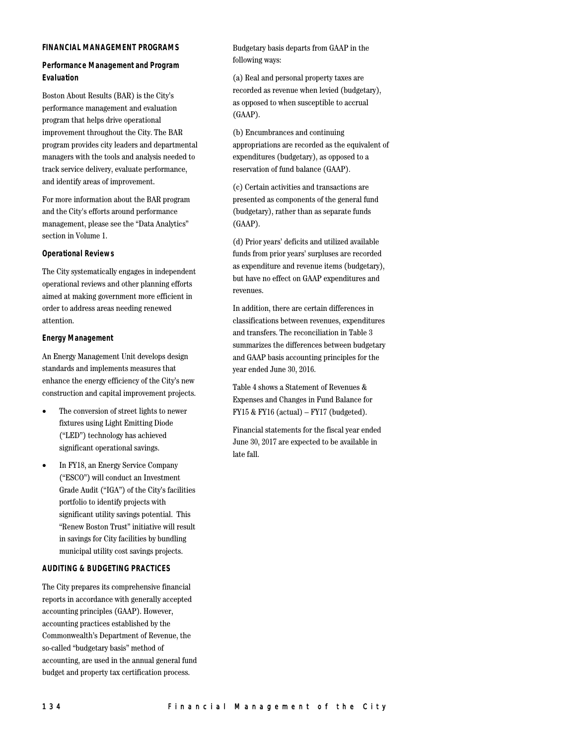## FINANCIAL MANAGEMENT PROGRAMS

### Performance Management and Program Evaluation

Boston About Results (BAR) is the City's performance management and evaluation program that helps drive operational improvement throughout the City. The BAR program provides city leaders and departmental managers with the tools and analysis needed to track service delivery, evaluate performance, and identify areas of improvement.

For more information about the BAR program and the City's efforts around performance management, please see the "Data Analytics" section in Volume 1.

### Operational Reviews

The City systematically engages in independent operational reviews and other planning efforts aimed at making government more efficient in order to address areas needing renewed attention.

### Energy Management

An Energy Management Unit develops design standards and implements measures that enhance the energy efficiency of the City's new construction and capital improvement projects.

- The conversion of street lights to newer fixtures using Light Emitting Diode ("LED") technology has achieved significant operational savings.
- In FY18, an Energy Service Company ("ESCO") will conduct an Investment Grade Audit ("IGA") of the City's facilities portfolio to identify projects with significant utility savings potential. This "Renew Boston Trust" initiative will result in savings for City facilities by bundling municipal utility cost savings projects.

## AUDITING & BUDGETING PRACTICES

The City prepares its comprehensive financial reports in accordance with generally accepted accounting principles (GAAP). However, accounting practices established by the Commonwealth's Department of Revenue, the so-called "budgetary basis" method of accounting, are used in the annual general fund budget and property tax certification process.

Budgetary basis departs from GAAP in the following ways:

(a) Real and personal property taxes are recorded as revenue when levied (budgetary), as opposed to when susceptible to accrual (GAAP).

(b) Encumbrances and continuing appropriations are recorded as the equivalent of expenditures (budgetary), as opposed to a reservation of fund balance (GAAP).

(c) Certain activities and transactions are presented as components of the general fund (budgetary), rather than as separate funds (GAAP).

(d) Prior years' deficits and utilized available funds from prior years' surpluses are recorded as expenditure and revenue items (budgetary), but have no effect on GAAP expenditures and revenues.

In addition, there are certain differences in classifications between revenues, expenditures and transfers. The reconciliation in Table 3 summarizes the differences between budgetary and GAAP basis accounting principles for the year ended June 30, 2016.

Table 4 shows a Statement of Revenues & Expenses and Changes in Fund Balance for FY15 & FY16 (actual) – FY17 (budgeted).

Financial statements for the fiscal year ended June 30, 2017 are expected to be available in late fall.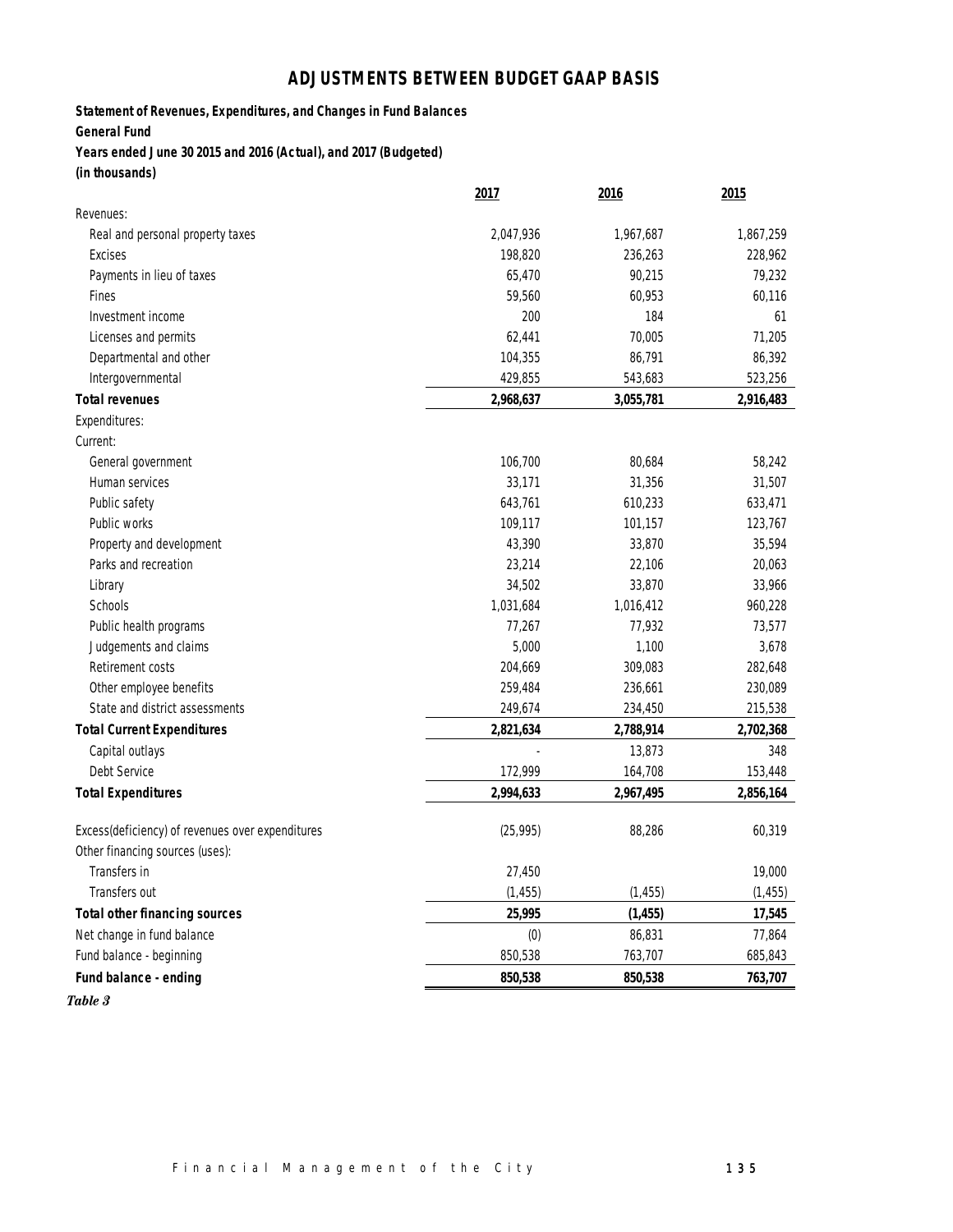# ADJUSTMENTS BETWEEN BUDGET GAAP BASIS

**Statement of Revenues, Expenditures, and Changes in Fund Balances**

**General Fund**

**Years ended June 30 2015 and 2016 (Actual), and 2017 (Budgeted)**

**(in thousands)**

| | 2017 | 2016 | 2015 |
|---|---|---|---|
| Revenues: | | | |
| Real and personal property taxes | 2,047,936 | 1,967,687 | 1,867,259 |
| Excises | 198,820 | 236,263 | 228,962 |
| Payments in lieu of taxes | 65,470 | 90,215 | 79,232 |
| Fines | 59,560 | 60,953 | 60,116 |
| Investment income | 200 | 184 | 61 |
| Licenses and permits | 62,441 | 70,005 | 71,205 |
| Departmental and other | 104,355 | 86,791 | 86,392 |
| Intergovernmental | 429,855 | 543,683 | 523,256 |
| **Total revenues** | **2,968,637** | **3,055,781** | **2,916,483** |
| Expenditures: | | | |
| Current: | | | |
| General government | 106,700 | 80,684 | 58,242 |
| Human services | 33,171 | 31,356 | 31,507 |
| Public safety | 643,761 | 610,233 | 633,471 |
| Public works | 109,117 | 101,157 | 123,767 |
| Property and development | 43,390 | 33,870 | 35,594 |
| Parks and recreation | 23,214 | 22,106 | 20,063 |
| Library | 34,502 | 33,870 | 33,966 |
| Schools | 1,031,684 | 1,016,412 | 960,228 |
| Public health programs | 77,267 | 77,932 | 73,577 |
| Judgements and claims | 5,000 | 1,100 | 3,678 |
| Retirement costs | 204,669 | 309,083 | 282,648 |
| Other employee benefits | 259,484 | 236,661 | 230,089 |
| State and district assessments | 249,674 | 234,450 | 215,538 |
| **Total Current Expenditures** | **2,821,634** | **2,788,914** | **2,702,368** |
| Capital outlays | - | 13,873 | 348 |
| Debt Service | 172,999 | 164,708 | 153,448 |
| **Total Expenditures** | **2,994,633** | **2,967,495** | **2,856,164** |
| Excess(deficiency) of revenues over expenditures | (25,995) | 88,286 | 60,319 |
| Other financing sources (uses): | | | |
| Transfers in | 27,450 | | 19,000 |
| Transfers out | (1,455) | (1,455) | (1,455) |
| **Total other financing sources** | **25,995** | **(1,455)** | **17,545** |
| Net change in fund balance | (0) | 86,831 | 77,864 |
| Fund balance - beginning | 850,538 | 763,707 | 685,843 |
| **Fund balance - ending** | **850,538** | **850,538** | **763,707** |

*Table 3*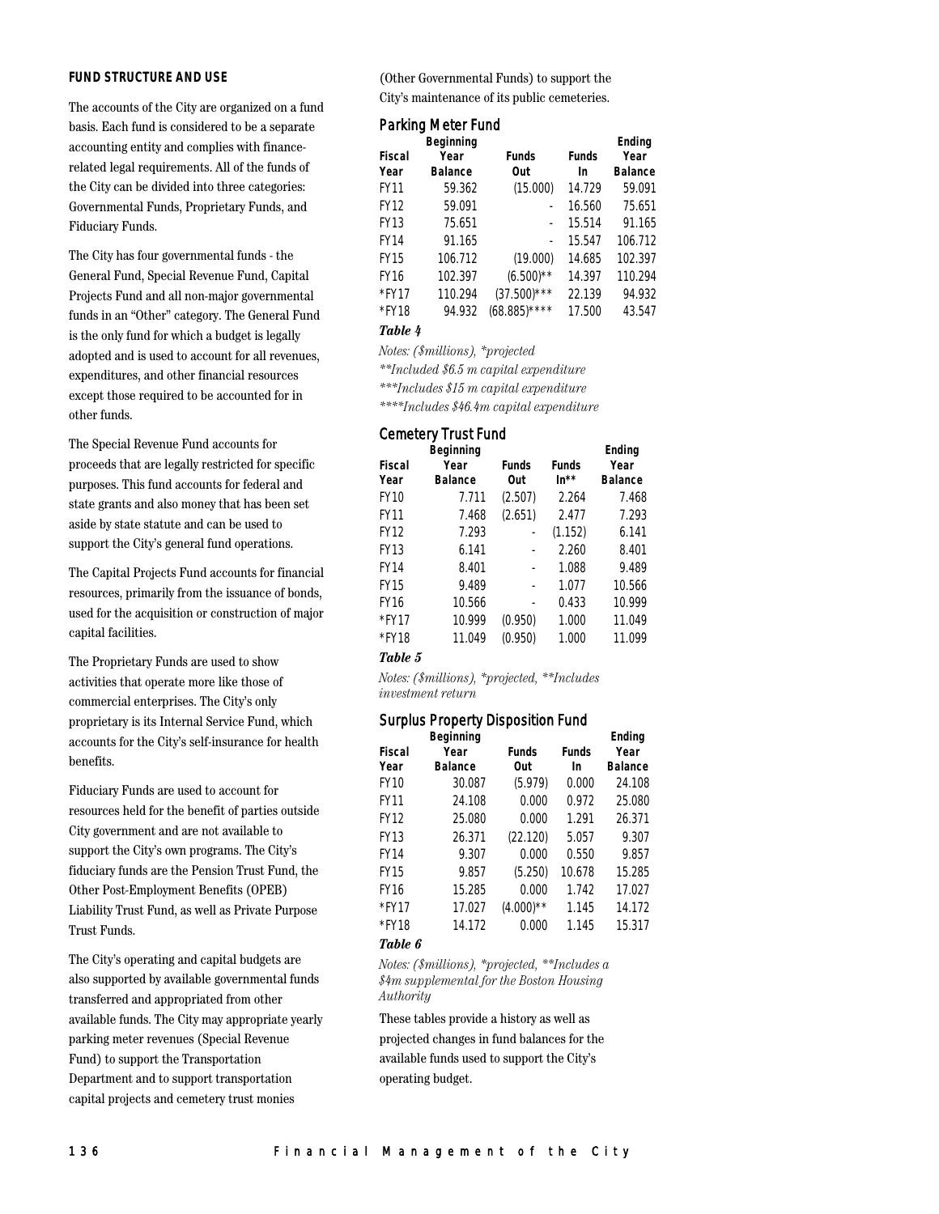**FUND STRUCTURE AND USE**

The accounts of the City are organized on a fund basis. Each fund is considered to be a separate accounting entity and complies with finance-related legal requirements. All of the funds of the City can be divided into three categories: Governmental Funds, Proprietary Funds, and Fiduciary Funds.

The City has four governmental funds - the General Fund, Special Revenue Fund, Capital Projects Fund and all non-major governmental funds in an "Other" category. The General Fund is the only fund for which a budget is legally adopted and is used to account for all revenues, expenditures, and other financial resources except those required to be accounted for in other funds.

The Special Revenue Fund accounts for proceeds that are legally restricted for specific purposes. This fund accounts for federal and state grants and also money that has been set aside by state statute and can be used to support the City's general fund operations.

The Capital Projects Fund accounts for financial resources, primarily from the issuance of bonds, used for the acquisition or construction of major capital facilities.

The Proprietary Funds are used to show activities that operate more like those of commercial enterprises. The City's only proprietary is its Internal Service Fund, which accounts for the City's self-insurance for health benefits.

Fiduciary Funds are used to account for resources held for the benefit of parties outside City government and are not available to support the City's own programs. The City's fiduciary funds are the Pension Trust Fund, the Other Post-Employment Benefits (OPEB) Liability Trust Fund, as well as Private Purpose Trust Funds.

The City's operating and capital budgets are also supported by available governmental funds transferred and appropriated from other available funds. The City may appropriate yearly parking meter revenues (Special Revenue Fund) to support the Transportation Department and to support transportation capital projects and cemetery trust monies (Other Governmental Funds) to support the City's maintenance of its public cemeteries.

## Parking Meter Fund

| Fiscal Year | Beginning Year Balance | Funds Out | Funds In | Ending Year Balance |
|---|---|---|---|---|
| FY11 | 59.362 | (15.000) | 14.729 | 59.091 |
| FY12 | 59.091 | - | 16.560 | 75.651 |
| FY13 | 75.651 | - | 15.514 | 91.165 |
| FY14 | 91.165 | - | 15.547 | 106.712 |
| FY15 | 106.712 | (19.000) | 14.685 | 102.397 |
| FY16 | 102.397 | (6.500)** | 14.397 | 110.294 |
| *FY17 | 110.294 | (37.500)*** | 22.139 | 94.932 |
| *FY18 | 94.932 | (68.885)**** | 17.500 | 43.547 |

***Table 4***

*Notes: ($millions), *projected*

*\*\*Included $6.5 m capital expenditure*

*\*\*\*Includes $15 m capital expenditure*

*\*\*\*\*Includes $46.4m capital expenditure*

## Cemetery Trust Fund

| Fiscal Year | Beginning Year Balance | Funds Out | Funds In** | Ending Year Balance |
|---|---|---|---|---|
| FY10 | 7.711 | (2.507) | 2.264 | 7.468 |
| FY11 | 7.468 | (2.651) | 2.477 | 7.293 |
| FY12 | 7.293 | - | (1.152) | 6.141 |
| FY13 | 6.141 | - | 2.260 | 8.401 |
| FY14 | 8.401 | - | 1.088 | 9.489 |
| FY15 | 9.489 | - | 1.077 | 10.566 |
| FY16 | 10.566 | - | 0.433 | 10.999 |
| *FY17 | 10.999 | (0.950) | 1.000 | 11.049 |
| *FY18 | 11.049 | (0.950) | 1.000 | 11.099 |

***Table 5***

*Notes: ($millions), *projected, \*\*Includes investment return*

## Surplus Property Disposition Fund

| Fiscal Year | Beginning Year Balance | Funds Out | Funds In | Ending Year Balance |
|---|---|---|---|---|
| FY10 | 30.087 | (5.979) | 0.000 | 24.108 |
| FY11 | 24.108 | 0.000 | 0.972 | 25.080 |
| FY12 | 25.080 | 0.000 | 1.291 | 26.371 |
| FY13 | 26.371 | (22.120) | 5.057 | 9.307 |
| FY14 | 9.307 | 0.000 | 0.550 | 9.857 |
| FY15 | 9.857 | (5.250) | 10.678 | 15.285 |
| FY16 | 15.285 | 0.000 | 1.742 | 17.027 |
| *FY17 | 17.027 | (4.000)** | 1.145 | 14.172 |
| *FY18 | 14.172 | 0.000 | 1.145 | 15.317 |

***Table 6***

*Notes: ($millions), *projected, \*\*Includes a $4m supplemental for the Boston Housing Authority*

These tables provide a history as well as projected changes in fund balances for the available funds used to support the City's operating budget.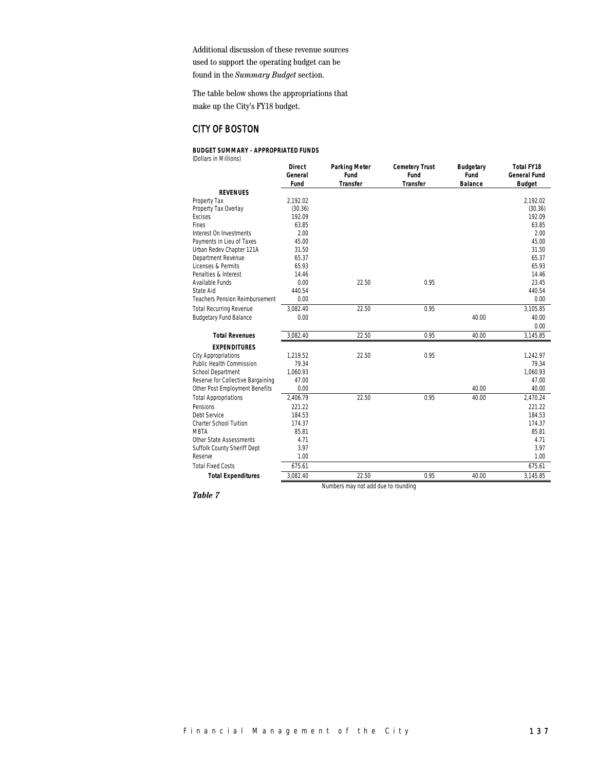Additional discussion of these revenue sources used to support the operating budget can be found in the *Summary Budget* section.

The table below shows the appropriations that make up the City's FY18 budget.

## CITY OF BOSTON

**BUDGET SUMMARY - APPROPRIATED FUNDS**
(Dollars in Millions)

| | Direct General Fund | Parking Meter Fund Transfer | Cemetery Trust Fund Transfer | Budgetary Fund Balance | Total FY18 General Fund Budget |
|---|---|---|---|---|---|
| **REVENUES** | | | | | |
| Property Tax | 2,192.02 | | | | 2,192.02 |
| Property Tax Overlay | (30.36) | | | | (30.36) |
| Excises | 192.09 | | | | 192.09 |
| Fines | 63.85 | | | | 63.85 |
| Interest On Investments | 2.00 | | | | 2.00 |
| Payments in Lieu of Taxes | 45.00 | | | | 45.00 |
| Urban Redev Chapter 121A | 31.50 | | | | 31.50 |
| Department Revenue | 65.37 | | | | 65.37 |
| Licenses & Permits | 65.93 | | | | 65.93 |
| Penalties & Interest | 14.46 | | | | 14.46 |
| Available Funds | 0.00 | 22.50 | 0.95 | | 23.45 |
| State Aid | 440.54 | | | | 440.54 |
| Teachers Pension Reimbursement | 0.00 | | | | 0.00 |
| Total Recurring Revenue | 3,082.40 | 22.50 | 0.95 | | 3,105.85 |
| Budgetary Fund Balance | 0.00 | | | 40.00 | 40.00 |
| | | | | | 0.00 |
| **Total Revenues** | 3,082.40 | 22.50 | 0.95 | 40.00 | 3,145.85 |
| **EXPENDITURES** | | | | | |
| City Appropriations | 1,219.52 | 22.50 | 0.95 | | 1,242.97 |
| Public Health Commission | 79.34 | | | | 79.34 |
| School Department | 1,060.93 | | | | 1,060.93 |
| Reserve for Collective Bargaining | 47.00 | | | | 47.00 |
| Other Post Employment Benefits | 0.00 | | | 40.00 | 40.00 |
| Total Appropriations | 2,406.79 | 22.50 | 0.95 | 40.00 | 2,470.24 |
| Pensions | 221.22 | | | | 221.22 |
| Debt Service | 184.53 | | | | 184.53 |
| Charter School Tuition | 174.37 | | | | 174.37 |
| MBTA | 85.81 | | | | 85.81 |
| Other State Assessments | 4.71 | | | | 4.71 |
| Suffolk County Sheriff Dept | 3.97 | | | | 3.97 |
| Reserve | 1.00 | | | | 1.00 |
| Total Fixed Costs | 675.61 | | | | 675.61 |
| **Total Expenditures** | 3,082.40 | 22.50 | 0.95 | 40.00 | 3,145.85 |

Numbers may not add due to rounding

***Table 7***